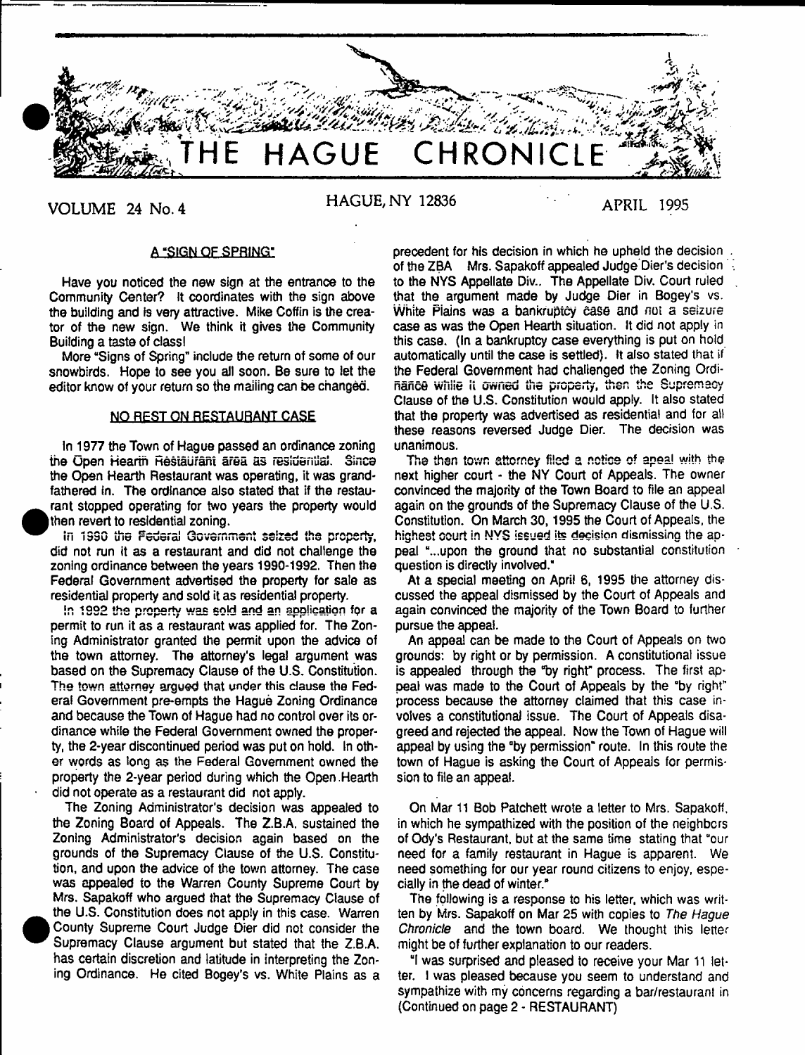# THE HAGUE CHRONICLE

VOLUME 24 No. 4 — HAGUE, NY 12836 — APRIL 1995

## A "SIGN OF SPRING"

Have you noticed the new sign at the entrance to the Community Center? It coordinates with the sign above the building and is very attractive. Mike Coffin is the creator of the new sign. We think it gives the Community Building a taste of class!

More "Signs of Spring" include the return of some of our snowbirds. Hope to see you all soon. Be sure to let the editor know of your return so the mailing can be changed.

## NO REST ON RESTAURANT CASE

In 1977 the Town of Hague passed an ordinance zoning the Open Hearth Restaurant area as residential. Since the Open Hearth Restaurant was operating, it was grandfathered in. The ordinance also stated that if the restaurant stopped operating for two years the property would then revert to residential zoning.

In 1990 the Federal Government seized the property, did not run it as a restaurant and did not challenge the zoning ordinance between the years 1990-1992. Then the Federal Government advertised the property for sale as residential property and sold it as residential property.

In 1992 the property was sold and an application for a permit to run it as a restaurant was applied for. The Zoning Administrator granted the permit upon the advice of the town attorney. The attorney's legal argument was based on the Supremacy Clause of the U.S. Constitution. The town attorney argued that under this clause the Federal Government pre-empts the Hague Zoning Ordinance and because the Town of Hague had no control over its ordinance while the Federal Government owned the property, the 2-year discontinued period was put on hold. In other words as long as the Federal Government owned the property the 2-year period during which the Open Hearth did not operate as a restaurant did not apply.

The Zoning Administrator's decision was appealed to the Zoning Board of Appeals. The Z.B.A. sustained the Zoning Administrator's decision again based on the grounds of the Supremacy Clause of the U.S. Constitution, and upon the advice of the town attorney. The case was appealed to the Warren County Supreme Court by Mrs. Sapakoff who argued that the Supremacy Clause of the U.S. Constitution does not apply in this case. Warren County Supreme Court Judge Dier did not consider the Supremacy Clause argument but stated that the Z.B.A. has certain discretion and latitude in interpreting the Zoning Ordinance. He cited Bogey's vs. White Plains as a precedent for his decision in which he upheld the decision of the ZBA Mrs. Sapakoff appealed Judge Dier's decision to the NYS Appellate Div.. The Appellate Div. Court ruled that the argument made by Judge Dier in Bogey's vs. White Plains was a bankruptcy case and not a seizure case as was the Open Hearth situation. It did not apply in this case. (In a bankruptcy case everything is put on hold automatically until the case is settled). It also stated that if the Federal Government had challenged the Zoning Ordinance while it owned the property, then the Supremacy Clause of the U.S. Constitution would apply. It also stated that the property was advertised as residential and for all these reasons reversed Judge Dier. The decision was unanimous.

The then town attorney filed a notice of apeal with the next higher court - the NY Court of Appeals. The owner convinced the majority of the Town Board to file an appeal again on the grounds of the Supremacy Clause of the U.S. Constitution. On March 30, 1995 the Court of Appeals, the highest court in NYS issued its decision dismissing the appeal "...upon the ground that no substantial constitution question is directly involved."

At a special meeting on April 6, 1995 the attorney discussed the appeal dismissed by the Court of Appeals and again convinced the majority of the Town Board to further pursue the appeal.

An appeal can be made to the Court of Appeals on two grounds: by right or by permission. A constitutional issue is appealed through the "by right" process. The first appeal was made to the Court of Appeals by the "by right" process because the attorney claimed that this case involves a constitutional issue. The Court of Appeals disagreed and rejected the appeal. Now the Town of Hague will appeal by using the "by permission" route. In this route the town of Hague is asking the Court of Appeals for permission to file an appeal.

On Mar 11 Bob Patchett wrote a letter to Mrs. Sapakoff, in which he sympathized with the position of the neighbors of Ody's Restaurant, but at the same time stating that "our need for a family restaurant in Hague is apparent. We need something for our year round citizens to enjoy, especially in the dead of winter."

The following is a response to his letter, which was written by Mrs. Sapakoff on Mar 25 with copies to *The Hague Chronicle* and the town board. We thought this letter might be of further explanation to our readers.

"I was surprised and pleased to receive your Mar 11 letter. I was pleased because you seem to understand and sympathize with my concerns regarding a bar/restaurant in

(Continued on page 2 - RESTAURANT)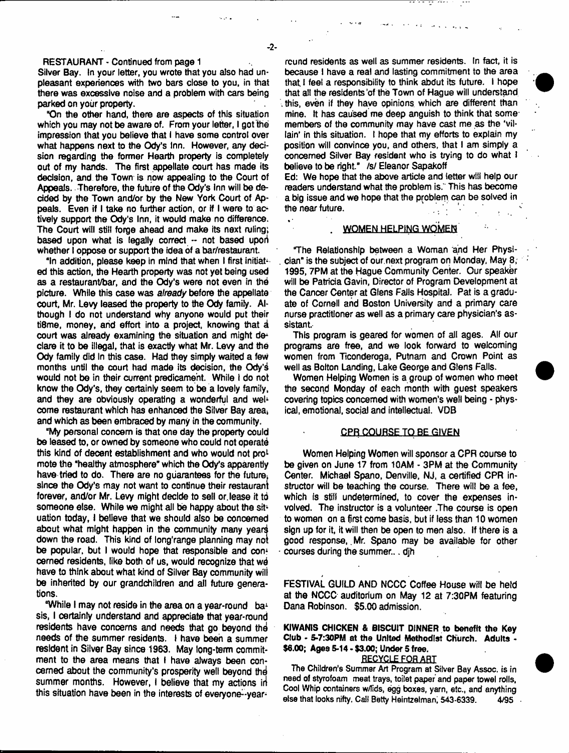RESTAURANT - Continued from page 1

Silver Bay. In your letter, you wrote that you also had unpleasant experiences with two bars close to you, in that there was excessive noise and a problem with cars being parked on your property.

"On the other hand, there are aspects of this situation which you may not be aware of. From your letter, I got the impression that you believe that I have some control over what happens next to the Ody's Inn. However, any decision regarding the former Hearth property is completely out of my hands. The first appellate court has made its decision, and the Town is now appealing to the Court of Appeals. Therefore, the future of the Ody's Inn will be decided by the Town and/or by the New York Court of Appeals. Even if I take no further action, or if I were to actively support the Ody's Inn, it would make no difference. The Court will still forge ahead and make its next ruling; based upon what is legally correct -- not based upon whether I oppose or support the idea of a bar/restaurant.

"In addition, please keep in mind that when I first initiated this action, the Hearth property was not yet being used as a restaurant/bar, and the Ody's were not even in the picture. While this case was *already* before the appellate court, Mr. Levy leased the property to the Ody family. Although I do not understand why anyone would put their ti8me, money, and effort into a project, knowing that a court was already examining the situation and might declare it to be illegal, that is exactly what Mr. Levy and the Ody family did in this case. Had they simply waited a few months until the court had made its decision, the Ody's would not be in their current predicament. While I do not know the Ody's, they certainly seem to be a lovely family, and they are obviously operating a wonderful and welcome restaurant which has enhanced the Silver Bay area, and which as been embraced by many in the community.

"My personal concern is that one day the property could be leased to, or owned by someone who could not operate this kind of decent establishment and who would not promote the "healthy atmosphere" which the Ody's apparently have tried to do. There are no guarantees for the future, since the Ody's may not want to continue their restaurant forever, and/or Mr. Levy might decide to sell or lease it to someone else. While we might all be happy about the situation today, I believe that we should also be concerned about what might happen in the community many years down the road. This kind of long'range planning may not be popular, but I would hope that responsible and concerned residents, like both of us, would recognize that we have to think about what kind of Silver Bay community will be inherited by our grandchildren and all future generations.

"While I may not reside in the area on a year-round basis, I certainly understand and appreciate that year-round residents have concerns and needs that go beyond the needs of the summer residents. I have been a summer resident in Silver Bay since 1963. May long-term commitment to the area means that I have always been concerned about the community's prosperity well beyond the summer months. However, I believe that my actions in this situation have been in the interests of everyone--year-round residents as well as summer residents. In fact, it is because I have a real and lasting commitment to the area that I feel a responsibility to think about its future. I hope that all the residents of the Town of Hague will understand this, even if they have opinions which are different than mine. It has caused me deep anguish to think that some members of the community may have cast me as the 'villain' in this situation. I hope that my efforts to explain my position will convince you, and others, that I am simply a concerned Silver Bay resident who is trying to do what I believe to be right." /s/ Eleanor Sapakoff

Ed: We hope that the above article and letter will help our readers understand what the problem is. This has become a big issue and we hope that the problem can be solved in the near future.

## WOMEN HELPING WOMEN

"The Relationship between a Woman and Her Physician" is the subject of our next program on Monday, May 8, 1995, 7PM at the Hague Community Center. Our speaker will be Patricia Gavin, Director of Program Development at the Cancer Center at Glens Falls Hospital. Pat is a graduate of Cornell and Boston University and a primary care nurse practitioner as well as a primary care physician's assistant.

This program is geared for women of all ages. All our programs are free, and we look forward to welcoming women from Ticonderoga, Putnam and Crown Point as well as Bolton Landing, Lake George and Glens Falls.

Women Helping Women is a group of women who meet the second Monday of each month with guest speakers covering topics concerned with women's well being - physical, emotional, social and intellectual. VDB

## CPR COURSE TO BE GIVEN

Women Helping Women will sponsor a CPR course to be given on June 17 from 10AM - 3PM at the Community Center. Michael Spano, Denville, NJ, a certified CPR instructor will be teaching the course. There will be a fee, which is still undetermined, to cover the expenses involved. The instructor is a volunteer .The course is open to women on a first come basis, but if less than 10 women sign up for it, it will then be open to men also. If there is a good response, Mr. Spano may be available for other courses during the summer.. . djh

FESTIVAL GUILD AND NCCC Coffee House will be held at the NCCC auditorium on May 12 at 7:30PM featuring Dana Robinson. $5.00 admission.

**KIWANIS CHICKEN & BISCUIT DINNER to benefit the Key Club - 5-7:30PM at the United Methodist Church. Adults - $6.00; Ages 5-14 - $3.00; Under 5 free.**

## RECYCLE FOR ART

The Children's Summer Art Program at Silver Bay Assoc. is in need of styrofoam meat trays, toilet paper and paper towel rolls, Cool Whip containers w/lids, egg boxes, yarn, etc., and anything else that looks nifty. Call Betty Heintzelman, 543-6339. 4/95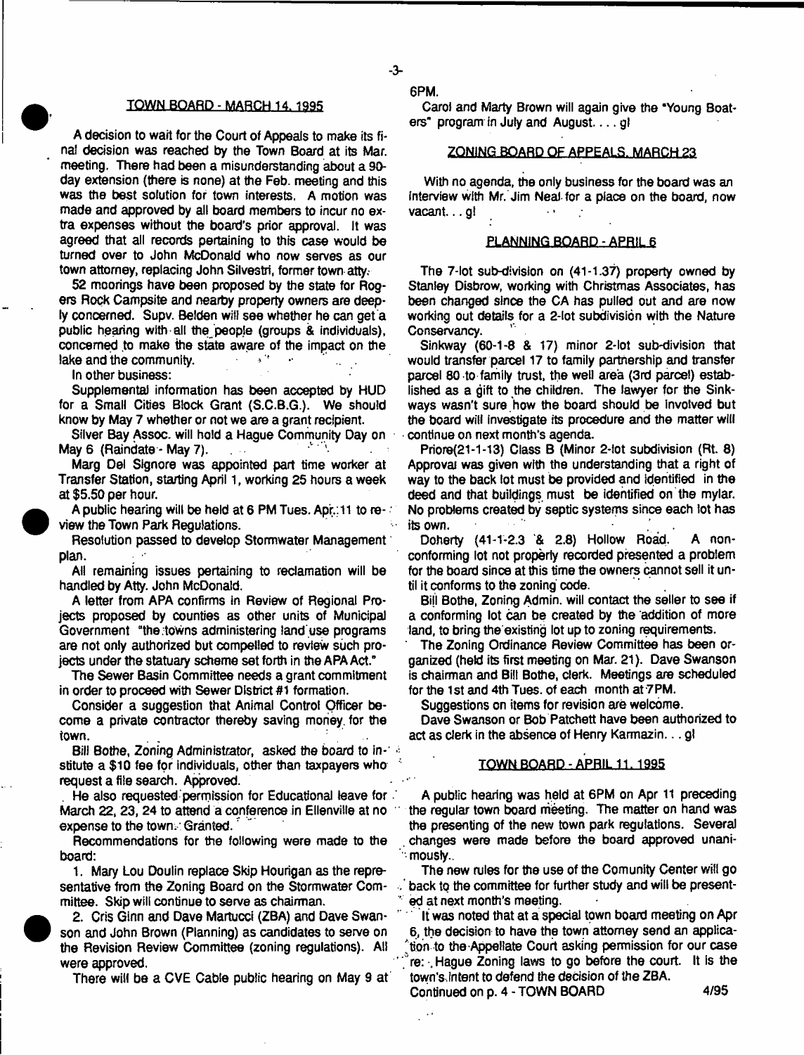## TOWN BOARD - MARCH 14, 1995

A decision to wait for the Court of Appeals to make its final decision was reached by the Town Board at its Mar. meeting. There had been a misunderstanding about a 90-day extension (there is none) at the Feb. meeting and this was the best solution for town interests. A motion was made and approved by all board members to incur no extra expenses without the board's prior approval. It was agreed that all records pertaining to this case would be turned over to John McDonald who now serves as our town attorney, replacing John Silvestri, former town atty.

52 moorings have been proposed by the state for Rogers Rock Campsite and nearby property owners are deeply concerned. Supv. Belden will see whether he can get a public hearing with all the people (groups & individuals), concerned to make the state aware of the impact on the lake and the community.

In other business:

Supplemental information has been accepted by HUD for a Small Cities Block Grant (S.C.B.G.). We should know by May 7 whether or not we are a grant recipient.

Silver Bay Assoc. will hold a Hague Community Day on May 6 (Raindate - May 7).

Marg Del Signore was appointed part time worker at Transfer Station, starting April 1, working 25 hours a week at $5.50 per hour.

A public hearing will be held at 6 PM Tues. Apr. 11 to review the Town Park Regulations.

Resolution passed to develop Stormwater Management plan.

All remaining issues pertaining to reclamation will be handled by Atty. John McDonald.

A letter from APA confirms in Review of Regional Projects proposed by counties as other units of Municipal Government "the towns administering land use programs are not only authorized but compelled to review such projects under the statuary scheme set forth in the APA Act."

The Sewer Basin Committee needs a grant commitment in order to proceed with Sewer District #1 formation.

Consider a suggestion that Animal Control Officer become a private contractor thereby saving money for the town.

Bill Bothe, Zoning Administrator, asked the board to institute a $10 fee for individuals, other than taxpayers who request a file search. Approved.

He also requested permission for Educational leave for March 22, 23, 24 to attend a conference in Ellenville at no expense to the town. Granted.

Recommendations for the following were made to the board:

1. Mary Lou Doulin replace Skip Hourigan as the representative from the Zoning Board on the Stormwater Committee. Skip will continue to serve as chairman.
2. Cris Ginn and Dave Martucci (ZBA) and Dave Swanson and John Brown (Planning) as candidates to serve on the Revision Review Committee (zoning regulations). All were approved.

There will be a CVE Cable public hearing on May 9 at 6PM.

Carol and Marty Brown will again give the "Young Boaters" program in July and August. . . . gl

## ZONING BOARD OF APPEALS, MARCH 23

With no agenda, the only business for the board was an interview with Mr. Jim Neal for a place on the board, now vacant. . . gl

## PLANNING BOARD - APRIL 6

The 7-lot sub-division on (41-1.37) property owned by Stanley Disbrow, working with Christmas Associates, has been changed since the CA has pulled out and are now working out details for a 2-lot subdivision with the Nature Conservancy.

Sinkway (60-1-8 & 17) minor 2-lot sub-division that would transfer parcel 17 to family partnership and transfer parcel 80 to family trust, the well area (3rd parcel) established as a gift to the children. The lawyer for the Sinkways wasn't sure how the board should be involved but the board will investigate its procedure and the matter will continue on next month's agenda.

Priore(21-1-13) Class B (Minor 2-lot subdivision (Rt. 8) Approval was given with the understanding that a right of way to the back lot must be provided and identified in the deed and that buildings must be identified on the mylar. No problems created by septic systems since each lot has its own.

Doherty (41-1-2.3 & 2.8) Hollow Road. A non-conforming lot not properly recorded presented a problem for the board since at this time the owners cannot sell it until it conforms to the zoning code.

Bill Bothe, Zoning Admin. will contact the seller to see if a conforming lot can be created by the addition of more land, to bring the existing lot up to zoning requirements.

The Zoning Ordinance Review Committee has been organized (held its first meeting on Mar. 21). Dave Swanson is chairman and Bill Bothe, clerk. Meetings are scheduled for the 1st and 4th Tues. of each month at 7PM.

Suggestions on items for revision are welcome.

Dave Swanson or Bob Patchett have been authorized to act as clerk in the absence of Henry Karmazin. . . gl

## TOWN BOARD - APRIL 11, 1995

A public hearing was held at 6PM on Apr 11 preceding the regular town board meeting. The matter on hand was the presenting of the new town park regulations. Several changes were made before the board approved unanimously.

The new rules for the use of the Comunity Center will go back to the committee for further study and will be presented at next month's meeting.

It was noted that at a special town board meeting on Apr 6, the decision to have the town attorney send an application to the Appellate Court asking permission for our case re: Hague Zoning laws to go before the court. It is the town's intent to defend the decision of the ZBA.

Continued on p. 4 - TOWN BOARD

4/95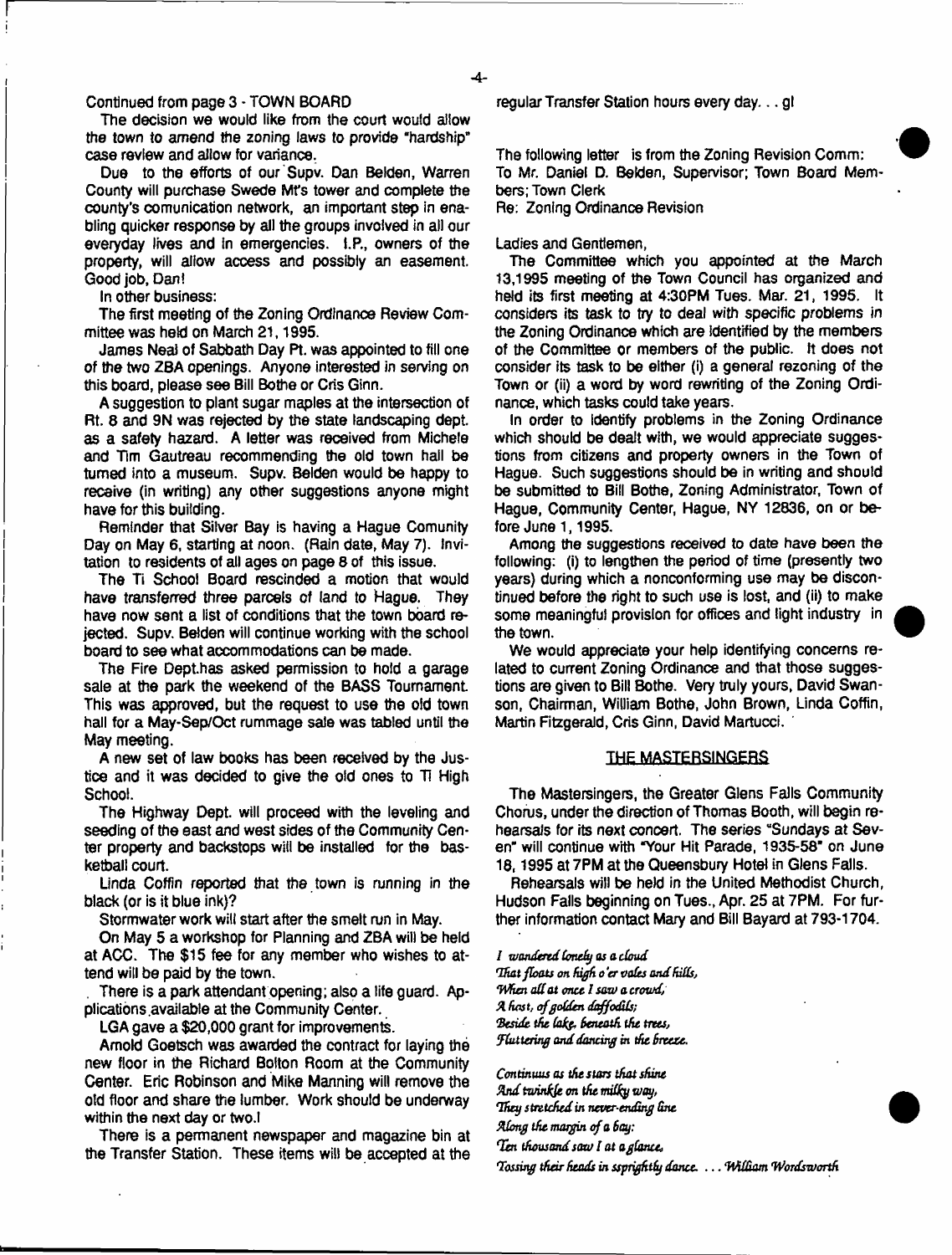Continued from page 3 - TOWN BOARD

The decision we would like from the court would allow the town to amend the zoning laws to provide "hardship" case review and allow for variance.

Due to the efforts of our Supv. Dan Belden, Warren County will purchase Swede Mt's tower and complete the county's comunication network, an important step in enabling quicker response by all the groups involved in all our everyday lives and in emergencies. I.P., owners of the property, will allow access and possibly an easement. Good job, Dan!

In other business:

The first meeting of the Zoning Ordinance Review Committee was held on March 21, 1995.

James Neal of Sabbath Day Pt. was appointed to fill one of the two ZBA openings. Anyone interested in serving on this board, please see Bill Bothe or Cris Ginn.

A suggestion to plant sugar maples at the intersection of Rt. 8 and 9N was rejected by the state landscaping dept. as a safety hazard. A letter was received from Michele and Tim Gautreau recommending the old town hall be turned into a museum. Supv. Belden would be happy to receive (in writing) any other suggestions anyone might have for this building.

Reminder that Silver Bay is having a Hague Comunity Day on May 6, starting at noon. (Rain date, May 7). Invitation to residents of all ages on page 8 of this issue.

The Ti School Board rescinded a motion that would have transferred three parcels of land to Hague. They have now sent a list of conditions that the town board rejected. Supv. Belden will continue working with the school board to see what accommodations can be made.

The Fire Dept.has asked permission to hold a garage sale at the park the weekend of the BASS Tournament. This was approved, but the request to use the old town hall for a May-Sep/Oct rummage sale was tabled until the May meeting.

A new set of law books has been received by the Justice and it was decided to give the old ones to Ti High School.

The Highway Dept. will proceed with the leveling and seeding of the east and west sides of the Community Center property and backstops will be installed for the basketball court.

Linda Coffin reported that the town is running in the black (or is it blue ink)?

Stormwater work will start after the smelt run in May.

On May 5 a workshop for Planning and ZBA will be held at ACC. The $15 fee for any member who wishes to attend will be paid by the town.

There is a park attendant opening; also a life guard. Applications available at the Community Center.

LGA gave a $20,000 grant for improvements.

Arnold Goetsch was awarded the contract for laying the new floor in the Richard Bolton Room at the Community Center. Eric Robinson and Mike Manning will remove the old floor and share the lumber. Work should be underway within the next day or two.I

There is a permanent newspaper and magazine bin at the Transfer Station. These items will be accepted at the regular Transfer Station hours every day... gl

The following letter is from the Zoning Revision Comm:
To Mr. Daniel D. Belden, Supervisor; Town Board Members; Town Clerk
Re: Zoning Ordinance Revision

Ladies and Gentlemen,

The Committee which you appointed at the March 13,1995 meeting of the Town Council has organized and held its first meeting at 4:30PM Tues. Mar. 21, 1995. It considers its task to try to deal with specific problems in the Zoning Ordinance which are identified by the members of the Committee or members of the public. It does not consider its task to be either (i) a general rezoning of the Town or (ii) a word by word rewriting of the Zoning Ordinance, which tasks could take years.

In order to identify problems in the Zoning Ordinance which should be dealt with, we would appreciate suggestions from citizens and property owners in the Town of Hague. Such suggestions should be in writing and should be submitted to Bill Bothe, Zoning Administrator, Town of Hague, Community Center, Hague, NY 12836, on or before June 1, 1995.

Among the suggestions received to date have been the following: (i) to lengthen the period of time (presently two years) during which a nonconforming use may be discontinued before the right to such use is lost, and (ii) to make some meaningful provision for offices and light industry in the town.

We would appreciate your help identifying concerns related to current Zoning Ordinance and that those suggestions are given to Bill Bothe. Very truly yours, David Swanson, Chairman, William Bothe, John Brown, Linda Coffin, Martin Fitzgerald, Cris Ginn, David Martucci.

## THE MASTERSINGERS

The Mastersingers, the Greater Glens Falls Community Chorus, under the direction of Thomas Booth, will begin rehearsals for its next concert. The series "Sundays at Seven" will continue with "Your Hit Parade, 1935-58" on June 18, 1995 at 7PM at the Queensbury Hotel in Glens Falls.

Rehearsals will be held in the United Methodist Church, Hudson Falls beginning on Tues., Apr. 25 at 7PM. For further information contact Mary and Bill Bayard at 793-1704.

*I wandered lonely as a cloud*
*That floats on high o'er vales and hills,*
*When all at once I saw a crowd,*
*A host, of golden daffodils;*
*Beside the lake, beneath the trees,*
*Fluttering and dancing in the breeze.*

*Continuous as the stars that shine*
*And twinkle on the milky way,*
*They stretched in never-ending line*
*Along the margin of a bay:*
*Ten thousand saw I at a glance,*
*Tossing their heads in sprightly dance.* ... *William Wordsworth*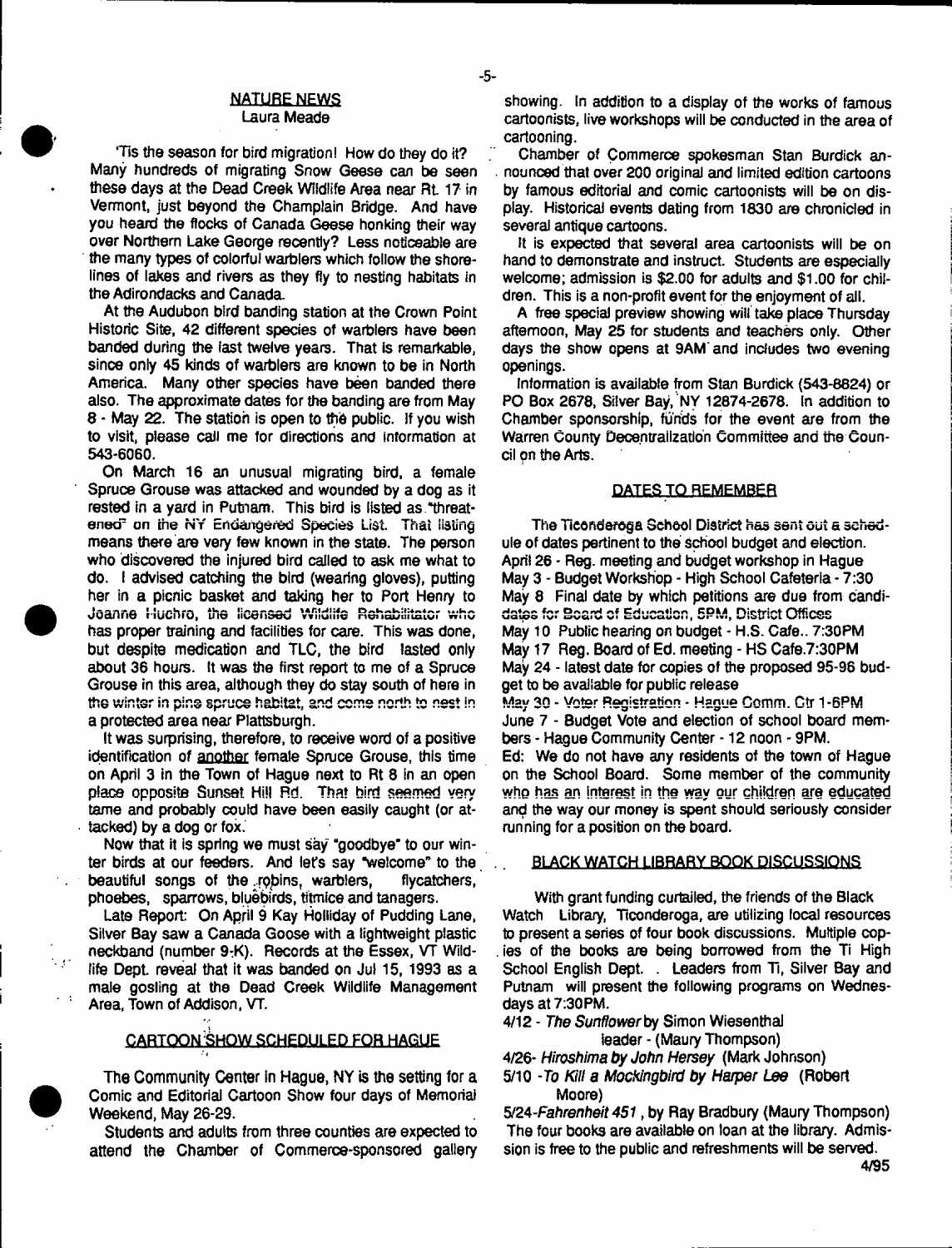## NATURE NEWS

Laura Meade

'Tis the season for bird migration! How do they do it? Many hundreds of migrating Snow Geese can be seen these days at the Dead Creek Wildlife Area near Rt. 17 in Vermont, just beyond the Champlain Bridge. And have you heard the flocks of Canada Geese honking their way over Northern Lake George recently? Less noticeable are the many types of colorful warblers which follow the shorelines of lakes and rivers as they fly to nesting habitats in the Adirondacks and Canada.

At the Audubon bird banding station at the Crown Point Historic Site, 42 different species of warblers have been banded during the last twelve years. That is remarkable, since only 45 kinds of warblers are known to be in North America. Many other species have been banded there also. The approximate dates for the banding are from May 8 - May 22. The station is open to the public. If you wish to visit, please call me for directions and information at 543-6060.

On March 16 an unusual migrating bird, a female Spruce Grouse was attacked and wounded by a dog as it rested in a yard in Putnam. This bird is listed as "threatened" on the NY Endangered Species List. That listing means there are very few known in the state. The person who discovered the injured bird called to ask me what to do. I advised catching the bird (wearing gloves), putting her in a picnic basket and taking her to Port Henry to Joanne Huchro, the licensed Wildlife Rehabilitator who has proper training and facilities for care. This was done, but despite medication and TLC, the bird lasted only about 36 hours. It was the first report to me of a Spruce Grouse in this area, although they do stay south of here in the winter in pine spruce habitat, and come north to nest in a protected area near Plattsburgh.

It was surprising, therefore, to receive word of a positive identification of another female Spruce Grouse, this time on April 3 in the Town of Hague next to Rt 8 in an open place opposite Sunset Hill Rd. That bird seemed very tame and probably could have been easily caught (or attacked) by a dog or fox.

Now that it is spring we must say "goodbye" to our winter birds at our feeders. And let's say "welcome" to the beautiful songs of the robins, warblers, flycatchers, phoebes, sparrows, bluebirds, titmice and tanagers.

Late Report: On April 9 Kay Holliday of Pudding Lane, Silver Bay saw a Canada Goose with a lightweight plastic neckband (number 9-K). Records at the Essex, VT Wildlife Dept. reveal that it was banded on Jul 15, 1993 as a male gosling at the Dead Creek Wildlife Management Area, Town of Addison, VT.

## CARTOON SHOW SCHEDULED FOR HAGUE

The Community Center in Hague, NY is the setting for a Comic and Editorial Cartoon Show four days of Memorial Weekend, May 26-29.

Students and adults from three counties are expected to attend the Chamber of Commerce-sponsored gallery showing. In addition to a display of the works of famous cartoonists, live workshops will be conducted in the area of cartooning.

Chamber of Commerce spokesman Stan Burdick announced that over 200 original and limited edition cartoons by famous editorial and comic cartoonists will be on display. Historical events dating from 1830 are chronicled in several antique cartoons.

It is expected that several area cartoonists will be on hand to demonstrate and instruct. Students are especially welcome; admission is $2.00 for adults and $1.00 for children. This is a non-profit event for the enjoyment of all.

A free special preview showing will take place Thursday afternoon, May 25 for students and teachers only. Other days the show opens at 9AM and includes two evening openings.

Information is available from Stan Burdick (543-8824) or PO Box 2678, Silver Bay, NY 12874-2678. In addition to Chamber sponsorship, funds for the event are from the Warren County Decentralization Committee and the Council on the Arts.

## DATES TO REMEMBER

The Ticonderoga School District has sent out a schedule of dates pertinent to the school budget and election.

April 26 - Reg. meeting and budget workshop in Hague
May 3 - Budget Workshop - High School Cafeteria - 7:30
May 8 Final date by which petitions are due from candidates for Board of Education, 5PM, District Offices
May 10 Public hearing on budget - H.S. Cafe.. 7:30PM
May 17 Reg. Board of Ed. meeting - HS Cafe.7:30PM
May 24 - latest date for copies of the proposed 95-96 budget to be avaliable for public release
May 30 - Voter Registration - Hague Comm. Ctr 1-6PM
June 7 - Budget Vote and election of school board members - Hague Community Center - 12 noon - 9PM.

Ed: We do not have any residents of the town of Hague on the School Board. Some member of the community who has an interest in the way our children are educated and the way our money is spent should seriously consider running for a position on the board.

## BLACK WATCH LIBRARY BOOK DISCUSSIONS

With grant funding curtailed, the friends of the Black Watch Library, Ticonderoga, are utilizing local resources to present a series of four book discussions. Multiple copies of the books are being borrowed from the Ti High School English Dept. . Leaders from Ti, Silver Bay and Putnam will present the following programs on Wednesdays at 7:30PM.

4/12 - *The Sunflower* by Simon Wiesenthal leader - (Maury Thompson)
4/26- *Hiroshima by John Hersey* (Mark Johnson)
5/10 -*To Kill a Mockingbird by Harper Lee* (Robert Moore)
5/24-*Fahrenheit 451*, by Ray Bradbury (Maury Thompson)

The four books are available on loan at the library. Admission is free to the public and refreshments will be served.

4/95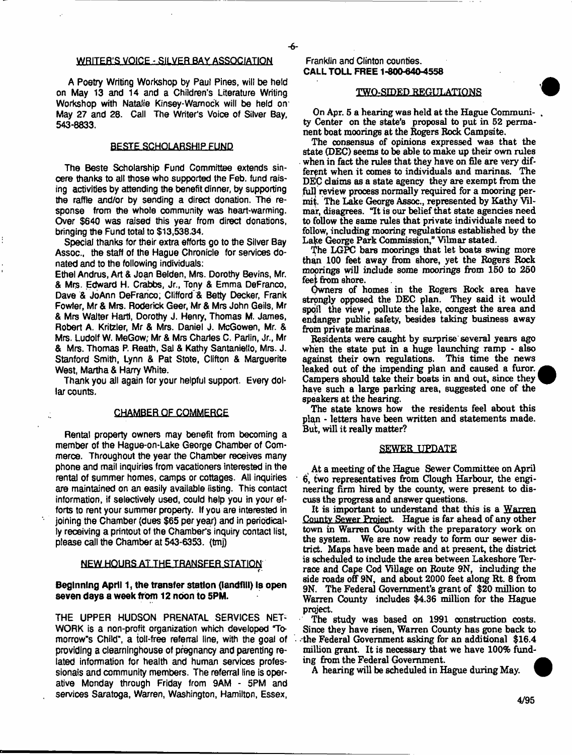## WRITER'S VOICE - SILVER BAY ASSOCIATION

A Poetry Writing Workshop by Paul Pines, will be held on May 13 and 14 and a Children's Literature Writing Workshop with Natalie Kinsey-Warnock will be held on May 27 and 28. Call The Writer's Voice of Silver Bay, 543-8833.

## BESTE SCHOLARSHIP FUND

The Beste Scholarship Fund Committee extends sincere thanks to all those who supported the Feb. fund raising activities by attending the benefit dinner, by supporting the raffle and/or by sending a direct donation. The response from the whole community was heart-warming. Over $640 was raised this year from direct donations, bringing the Fund total to $13,538.34.

Special thanks for their extra efforts go to the Silver Bay Assoc., the staff of the Hague Chronicle for services donated and to the following individuals:

Ethel Andrus, Art & Joan Belden, Mrs. Dorothy Bevins, Mr. & Mrs. Edward H. Crabbs, Jr., Tony & Emma DeFranco, Dave & JoAnn DeFranco, Clifford & Betty Decker, Frank Fowler, Mr & Mrs. Roderick Geer, Mr & Mrs John Geils, Mr & Mrs Walter Hartl, Dorothy J. Henry, Thomas M. James, Robert A. Kritzler, Mr & Mrs. Daniel J. McGowen, Mr. & Mrs. Ludolf W. MeGow, Mr & Mrs Charles C. Parlin, Jr., Mr & Mrs. Thomas P. Reath, Sal & Kathy Santaniello, Mrs. J. Stanford Smith, Lynn & Pat Stote, Clifton & Marguerite West, Martha & Harry White.

Thank you all again for your helpful support. Every dollar counts.

## CHAMBER OF COMMERCE

Rental property owners may benefit from becoming a member of the Hague-on-Lake George Chamber of Commerce. Throughout the year the Chamber receives many phone and mail inquiries from vacationers interested in the rental of summer homes, camps or cottages. All inquiries are maintained on an easily available listing. This contact information, if selectively used, could help you in your efforts to rent your summer property. If you are interested in joining the Chamber (dues $65 per year) and in periodically receiving a printout of the Chamber's inquiry contact list, please call the Chamber at 543-6353. (tmj)

## NEW HOURS AT THE TRANSFER STATION

**Beginning April 1, the transfer station (landfill) is open seven days a week from 12 noon to 5PM.**

THE UPPER HUDSON PRENATAL SERVICES NETWORK is a non-profit organization which developed "Tomorrow's Child", a toll-free referral line, with the goal of providing a clearinghouse of pregnancy and parenting related information for health and human services professionals and community members. The referral line is operative Monday through Friday from 9AM - 5PM and services Saratoga, Warren, Washington, Hamilton, Essex, Franklin and Clinton counties.
**CALL TOLL FREE 1-800-640-4558**

## TWO-SIDED REGULATIONS

On Apr. 5 a hearing was held at the Hague Community Center on the state's proposal to put in 52 permanent boat moorings at the Rogers Rock Campsite.

The consensus of opinions expressed was that the state (DEC) seems to be able to make up their own rules when in fact the rules that they have on file are very different when it comes to individuals and marinas. The DEC claims as a state agency they are exempt from the full review process normally required for a mooring permit. The Lake George Assoc., represented by Kathy Vilmar, disagrees. "It is our belief that state agencies need to follow the same rules that private individuals need to follow, including mooring regulations established by the Lake George Park Commission," Vilmar stated.

The LGPC bars moorings that let boats swing more than 100 feet away from shore, yet the Rogers Rock moorings will include some moorings from 150 to 250 feet from shore.

Owners of homes in the Rogers Rock area have strongly opposed the DEC plan. They said it would spoil the view, pollute the lake, congest the area and endanger public safety, besides taking business away from private marinas.

Residents were caught by surprise several years ago when the state put in a huge launching ramp - also against their own regulations. This time the news leaked out of the impending plan and caused a furor. Campers should take their boats in and out, since they have such a large parking area, suggested one of the speakers at the hearing.

The state knows how the residents feel about this plan - letters have been written and statements made. But, will it really matter?

## SEWER UPDATE

At a meeting of the Hague Sewer Committee on April 6, two representatives from Clough Harbour, the engineering firm hired by the county, were present to discuss the progress and answer questions.

It is important to understand that this is a Warren County Sewer Project. Hague is far ahead of any other town in Warren County with the preparatory work on the system. We are now ready to form our sewer district. Maps have been made and at present, the district is scheduled to include the area between Lakeshore Terrace and Cape Cod Village on Route 9N, including the side roads off 9N, and about 2000 feet along Rt. 8 from 9N. The Federal Government's grant of $20 million to Warren County includes $4.36 million for the Hague project.

The study was based on 1991 construction costs. Since they have risen, Warren County has gone back to the Federal Government asking for an additional $16.4 million grant. It is necessary that we have 100% funding from the Federal Government.

A hearing will be scheduled in Hague during May.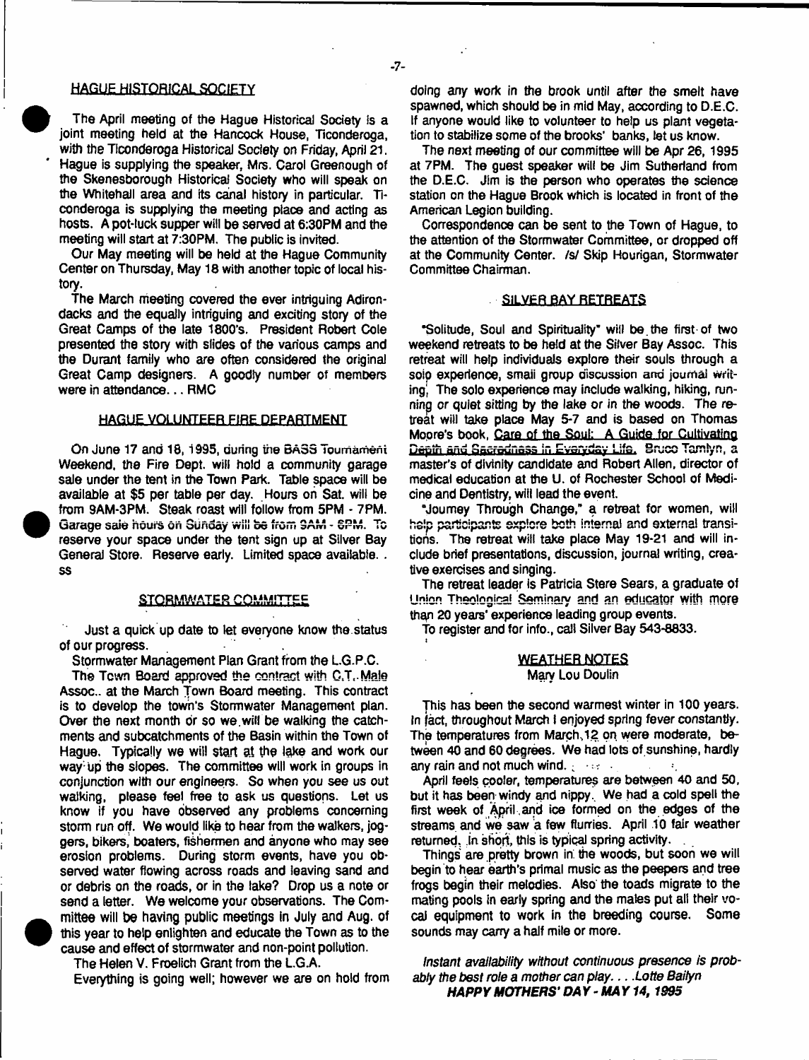## HAGUE HISTORICAL SOCIETY

The April meeting of the Hague Historical Society is a joint meeting held at the Hancock House, Ticonderoga, with the Ticonderoga Historical Society on Friday, April 21. Hague is supplying the speaker, Mrs. Carol Greenough of the Skenesborough Historical Society who will speak on the Whitehall area and its canal history in particular. Ticonderoga is supplying the meeting place and acting as hosts. A pot-luck supper will be served at 6:30PM and the meeting will start at 7:30PM. The public is invited.

Our May meeting will be held at the Hague Community Center on Thursday, May 18 with another topic of local history.

The March meeting covered the ever intriguing Adirondacks and the equally intriguing and exciting story of the Great Camps of the late 1800's. President Robert Cole presented the story with slides of the various camps and the Durant family who are often considered the original Great Camp designers. A goodly number of members were in attendance... RMC

## HAGUE VOLUNTEER FIRE DEPARTMENT

On June 17 and 18, 1995, during the BASS Tournament Weekend, the Fire Dept. will hold a community garage sale under the tent in the Town Park. Table space will be available at $5 per table per day. Hours on Sat. will be from 9AM-3PM. Steak roast will follow from 5PM - 7PM. Garage sale hours on Sunday will be from 9AM - 6PM. To reserve your space under the tent sign up at Silver Bay General Store. Reserve early. Limited space available. . ss

## STORMWATER COMMITTEE

Just a quick up date to let everyone know the status of our progress.

Stormwater Management Plan Grant from the L.G.P.C.

The Town Board approved the contract with C.T. Male Assoc.. at the March Town Board meeting. This contract is to develop the town's Stormwater Management plan. Over the next month or so we will be walking the catchments and subcatchments of the Basin within the Town of Hague. Typically we will start at the lake and work our way up the slopes. The committee will work in groups in conjunction with our engineers. So when you see us out walking, please feel free to ask us questions. Let us know if you have observed any problems concerning storm run off. We would like to hear from the walkers, joggers, bikers, boaters, fishermen and anyone who may see erosion problems. During storm events, have you observed water flowing across roads and leaving sand and or debris on the roads, or in the lake? Drop us a note or send a letter. We welcome your observations. The Committee will be having public meetings in July and Aug. of this year to help enlighten and educate the Town as to the cause and effect of stormwater and non-point pollution.

The Helen V. Froelich Grant from the L.G.A.

Everything is going well; however we are on hold from doing any work in the brook until after the smelt have spawned, which should be in mid May, according to D.E.C. If anyone would like to volunteer to help us plant vegetation to stabilize some of the brooks' banks, let us know.

The next meeting of our committee will be Apr 26, 1995 at 7PM. The guest speaker will be Jim Sutherland from the D.E.C. Jim is the person who operates the science station on the Hague Brook which is located in front of the American Legion building.

Correspondence can be sent to the Town of Hague, to the attention of the Stormwater Committee, or dropped off at the Community Center. /s/ Skip Hourigan, Stormwater Committee Chairman.

## SILVER BAY RETREATS

"Solitude, Soul and Spirituality" will be the first of two weekend retreats to be held at the Silver Bay Assoc. This retreat will help individuals explore their souls through a solo experience, small group discussion and journal writing. The solo experience may include walking, hiking, running or quiet sitting by the lake or in the woods. The retreat will take place May 5-7 and is based on Thomas Moore's book, Care of the Soul: A Guide for Cultivating Depth and Sacredness in Everyday Life. Bruce Tamlyn, a master's of divinity candidate and Robert Allen, director of medical education at the U. of Rochester School of Medicine and Dentistry, will lead the event.

"Journey Through Change," a retreat for women, will help participants explore both internal and external transitions. The retreat will take place May 19-21 and will include brief presentations, discussion, journal writing, creative exercises and singing.

The retreat leader is Patricia Stere Sears, a graduate of Union Theological Seminary and an educator with more than 20 years' experience leading group events.

To register and for info., call Silver Bay 543-8833.

## WEATHER NOTES

Mary Lou Doulin

This has been the second warmest winter in 100 years. In fact, throughout March I enjoyed spring fever constantly. The temperatures from March 12 on were moderate, between 40 and 60 degrees. We had lots of sunshine, hardly any rain and not much wind.

April feels cooler, temperatures are between 40 and 50, but it has been windy and nippy. We had a cold spell the first week of April and ice formed on the edges of the streams and we saw a few flurries. April 10 fair weather returned. In short, this is typical spring activity.

Things are pretty brown in the woods, but soon we will begin to hear earth's primal music as the peepers and tree frogs begin their melodies. Also the toads migrate to the mating pools in early spring and the males put all their vocal equipment to work in the breeding course. Some sounds may carry a half mile or more.

*Instant availability without continuous presence is probably the best role a mother can play.... Lotte Bailyn*

***HAPPY MOTHERS' DAY - MAY 14, 1995***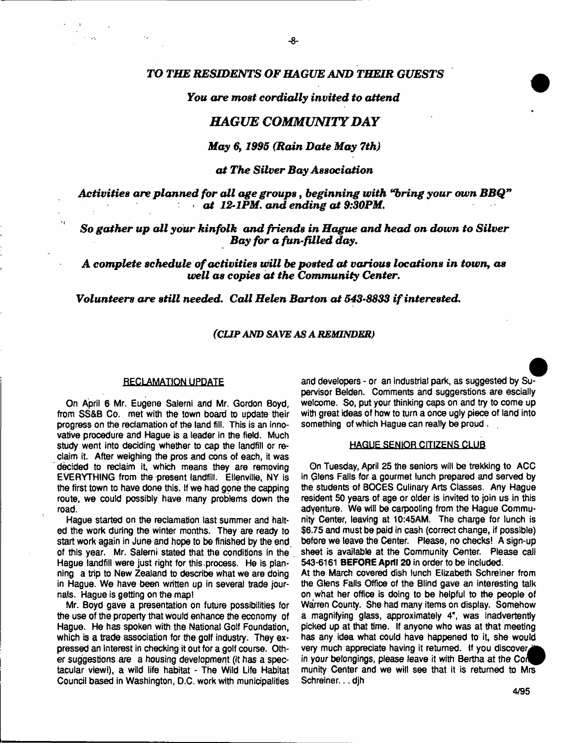*TO THE RESIDENTS OF HAGUE AND THEIR GUESTS*

*You are most cordially invited to attend*

## *HAGUE COMMUNITY DAY*

*May 6, 1995 (Rain Date May 7th)*

*at The Silver Bay Association*

*Activities are planned for all age groups, beginning with "bring your own BBQ" at 12-1PM. and ending at 9:30PM.*

*So gather up all your kinfolk and friends in Hague and head on down to Silver Bay for a fun-filled day.*

*A complete schedule of activities will be posted at various locations in town, as well as copies at the Community Center.*

*Volunteers are still needed. Call Helen Barton at 543-8833 if interested.*

*(CLIP AND SAVE AS A REMINDER)*

### RECLAMATION UPDATE

On April 6 Mr. Eugene Salerni and Mr. Gordon Boyd, from SS&B Co. met with the town board to update their progress on the reclamation of the land fill. This is an innovative procedure and Hague is a leader in the field. Much study went into deciding whether to cap the landfill or reclaim it. After weighing the pros and cons of each, it was decided to reclaim it, which means they are removing EVERYTHING from the present landfill. Ellenville, NY is the first town to have done this. If we had gone the capping route, we could possibly have many problems down the road.

Hague started on the reclamation last summer and halted the work during the winter months. They are ready to start work again in June and hope to be finished by the end of this year. Mr. Salerni stated that the conditions in the Hague landfill were just right for this process. He is planning a trip to New Zealand to describe what we are doing in Hague. We have been written up in several trade journals. Hague is getting on the map!

Mr. Boyd gave a presentation on future possibilities for the use of the property that would enhance the economy of Hague. He has spoken with the National Golf Foundation, which is a trade association for the golf industry. They expressed an interest in checking it out for a golf course. Other suggestions are a housing development (it has a spectacular view!), a wild life habitat - The Wild Life Habitat Council based in Washington, D.C. work with municipalities and developers - or an industrial park, as suggested by Supervisor Belden. Comments and suggerstions are escially welcome. So, put your thinking caps on and try to come up with great ideas of how to turn a once ugly piece of land into something of which Hague can really be proud.

### HAGUE SENIOR CITIZENS CLUB

On Tuesday, April 25 the seniors will be trekking to ACC in Glens Falls for a gourmet lunch prepared and served by the students of BOCES Culinary Arts Classes. Any Hague resident 50 years of age or older is invited to join us in this adventure. We will be carpooling from the Hague Community Center, leaving at 10:45AM. The charge for lunch is $6.75 and must be paid in cash (correct change, if possible) before we leave the Center. Please, no checks! A sign-up sheet is available at the Community Center. Please call 543-6161 **BEFORE April 20** in order to be included.

At the March covered dish lunch Elizabeth Schreiner from the Glens Falls Office of the Blind gave an interesting talk on what her office is doing to be helpful to the people of Warren County. She had many items on display. Somehow a magnifying glass, approximately 4", was inadvertently picked up at that time. If anyone who was at that meeting has any idea what could have happened to it, she would very much appreciate having it returned. If you discover it in your belongings, please leave it with Bertha at the Community Center and we will see that it is returned to Mrs Schreiner. . . djh

4/95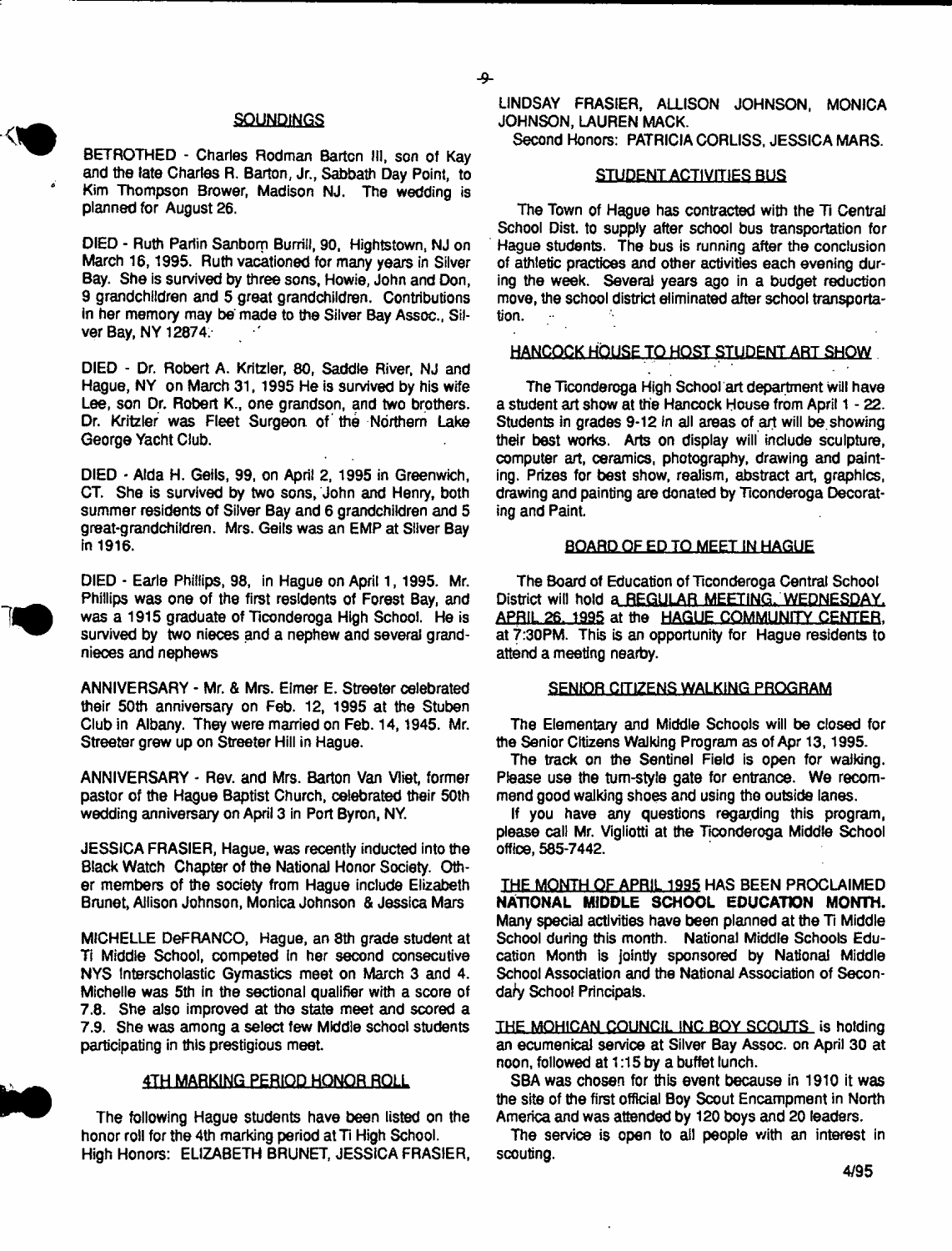## SOUNDINGS

BETROTHED - Charles Rodman Barton III, son of Kay and the late Charles R. Barton, Jr., Sabbath Day Point, to Kim Thompson Brower, Madison NJ. The wedding is planned for August 26.

DIED - Ruth Parlin Sanborn Burrill, 90, Hightstown, NJ on March 16, 1995. Ruth vacationed for many years in Silver Bay. She is survived by three sons, Howie, John and Don, 9 grandchildren and 5 great grandchildren. Contributions in her memory may be made to the Silver Bay Assoc., Silver Bay, NY 12874.

DIED - Dr. Robert A. Kritzler, 80, Saddle River, NJ and Hague, NY on March 31, 1995 He is survived by his wife Lee, son Dr. Robert K., one grandson, and two brothers. Dr. Kritzler was Fleet Surgeon of the Northern Lake George Yacht Club.

DIED - Alda H. Geils, 99, on April 2, 1995 in Greenwich, CT. She is survived by two sons, John and Henry, both summer residents of Silver Bay and 6 grandchildren and 5 great-grandchildren. Mrs. Geils was an EMP at Silver Bay in 1916.

DIED - Earle Phillips, 98, in Hague on April 1, 1995. Mr. Phillips was one of the first residents of Forest Bay, and was a 1915 graduate of Ticonderoga High School. He is survived by two nieces and a nephew and several grandnieces and nephews

ANNIVERSARY - Mr. & Mrs. Elmer E. Streeter celebrated their 50th anniversary on Feb. 12, 1995 at the Stuben Club in Albany. They were married on Feb. 14, 1945. Mr. Streeter grew up on Streeter Hill in Hague.

ANNIVERSARY - Rev. and Mrs. Barton Van Vliet, former pastor of the Hague Baptist Church, celebrated their 50th wedding anniversary on April 3 in Port Byron, NY.

JESSICA FRASIER, Hague, was recently inducted into the Black Watch Chapter of the National Honor Society. Other members of the society from Hague include Elizabeth Brunet, Allison Johnson, Monica Johnson & Jessica Mars

MICHELLE DeFRANCO, Hague, an 8th grade student at Ti Middle School, competed in her second consecutive NYS Interscholastic Gymnastics meet on March 3 and 4. Michelle was 5th in the sectional qualifier with a score of 7.8. She also improved at the state meet and scored a 7.9. She was among a select few Middle school students participating in this prestigious meet.

## 4TH MARKING PERIOD HONOR ROLL

The following Hague students have been listed on the honor roll for the 4th marking period at Ti High School.

High Honors: ELIZABETH BRUNET, JESSICA FRASIER, LINDSAY FRASIER, ALLISON JOHNSON, MONICA JOHNSON, LAUREN MACK.

Second Honors: PATRICIA CORLISS, JESSICA MARS.

## STUDENT ACTIVITIES BUS

The Town of Hague has contracted with the Ti Central School Dist. to supply after school bus transportation for Hague students. The bus is running after the conclusion of athletic practices and other activities each evening during the week. Several years ago in a budget reduction move, the school district eliminated after school transportation.

## HANCOCK HOUSE TO HOST STUDENT ART SHOW

The Ticonderoga High School art department will have a student art show at the Hancock House from April 1 - 22. Students in grades 9-12 in all areas of art will be showing their best works. Arts on display will include sculpture, computer art, ceramics, photography, drawing and painting. Prizes for best show, realism, abstract art, graphics, drawing and painting are donated by Ticonderoga Decorating and Paint.

## BOARD OF ED TO MEET IN HAGUE

The Board of Education of Ticonderoga Central School District will hold a REGULAR MEETING, WEDNESDAY, APRIL 26, 1995 at the HAGUE COMMUNITY CENTER, at 7:30PM. This is an opportunity for Hague residents to attend a meeting nearby.

## SENIOR CITIZENS WALKING PROGRAM

The Elementary and Middle Schools will be closed for the Senior Citizens Walking Program as of Apr 13, 1995.

The track on the Sentinel Field is open for walking. Please use the turn-style gate for entrance. We recommend good walking shoes and using the outside lanes.

If you have any questions regarding this program, please call Mr. Vigliotti at the Ticonderoga Middle School office, 585-7442.

THE MONTH OF APRIL 1995 HAS BEEN PROCLAIMED **NATIONAL MIDDLE SCHOOL EDUCATION MONTH.** Many special activities have been planned at the Ti Middle School during this month. National Middle Schools Education Month is jointly sponsored by National Middle School Association and the National Association of Secondary School Principals.

THE MOHICAN COUNCIL INC BOY SCOUTS is holding an ecumenical service at Silver Bay Assoc. on April 30 at noon, followed at 1:15 by a buffet lunch.

SBA was chosen for this event because in 1910 it was the site of the first official Boy Scout Encampment in North America and was attended by 120 boys and 20 leaders.

The service is open to all people with an interest in scouting.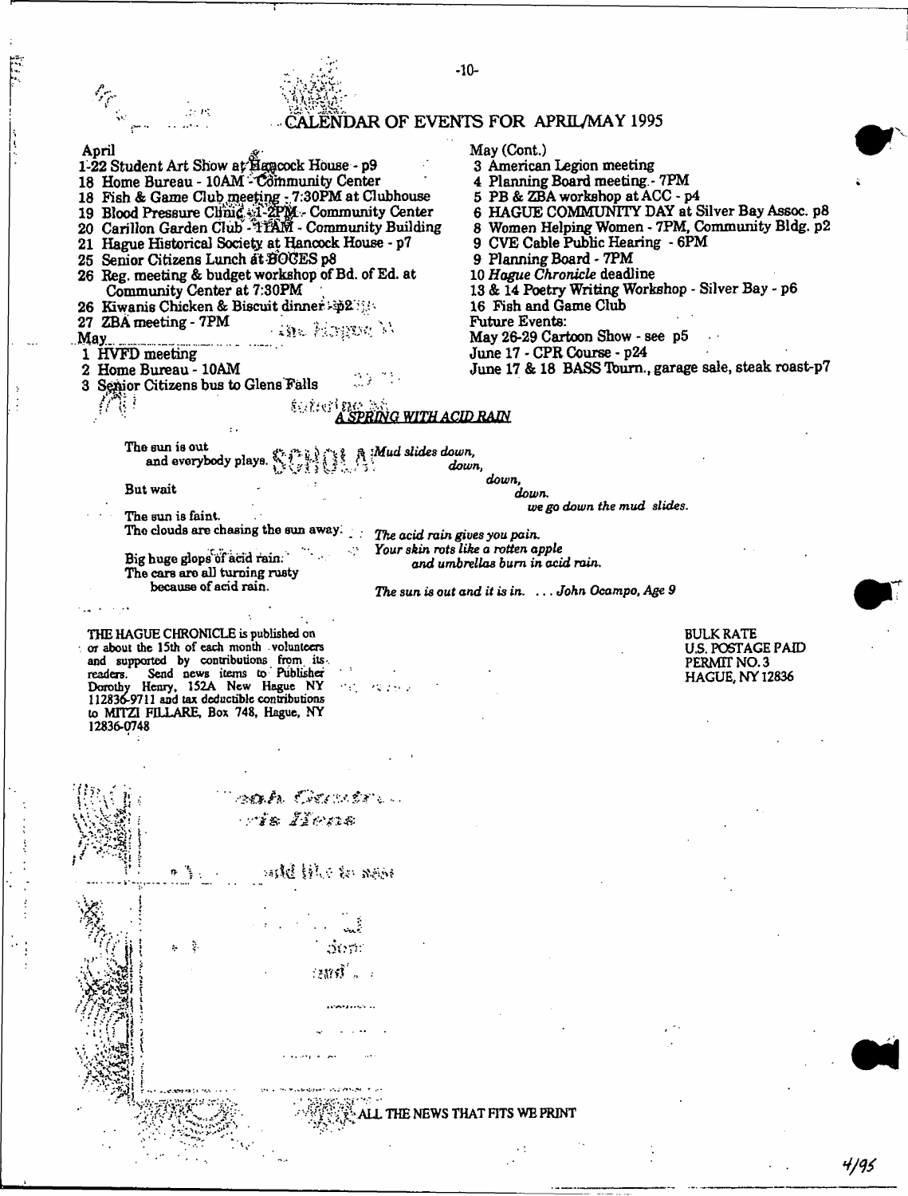# CALENDAR OF EVENTS FOR APRIL/MAY 1995

**April**

1-22 Student Art Show at Hancock House - p9
18 Home Bureau - 10AM - Community Center
18 Fish & Game Club meeting - 7:30PM at Clubhouse
19 Blood Pressure Clinic 1-2PM - Community Center
20 Carillon Garden Club - 11AM - Community Building
21 Hague Historical Society at Hancock House - p7
25 Senior Citizens Lunch at BOCES p8
26 Reg. meeting & budget workshop of Bd. of Ed. at Community Center at 7:30PM
26 Kiwanis Chicken & Biscuit dinner - p2
27 ZBA meeting - 7PM

**May**

1 HVFD meeting
2 Home Bureau - 10AM
3 Senior Citizens bus to Glens Falls

**May (Cont.)**

3 American Legion meeting
4 Planning Board meeting - 7PM
5 PB & ZBA workshop at ACC - p4
6 HAGUE COMMUNITY DAY at Silver Bay Assoc. p8
8 Women Helping Women - 7PM, Community Bldg. p2
9 CVE Cable Public Hearing - 6PM
9 Planning Board - 7PM
10 *Hague Chronicle* deadline
13 & 14 Poetry Writing Workshop - Silver Bay - p6
16 Fish and Game Club

Future Events:
May 26-29 Cartoon Show - see p5
June 17 - CPR Course - p24
June 17 & 18 BASS Tourn., garage sale, steak roast-p7

## *A SPRING WITH ACID RAIN*

The sun is out
and everybody plays.

But wait

The sun is faint.
The clouds are chasing the sun away.

Big huge glops of acid rain.
The cars are all turning rusty
because of acid rain.

*Mud slides down,*
*down,*
*down,*
*down.*
*we go down the mud slides.*

*The acid rain gives you pain.*
*Your skin rots like a rotten apple*
*and umbrellas burn in acid rain.*

*The sun is out and it is in. ... John Ocampo, Age 9*

THE HAGUE CHRONICLE is published on or about the 15th of each month volunteers and supported by contributions from its readers. Send news items to Publisher Dorothy Henry, 152A New Hague NY 112836-9711 and tax deductible contributions to MITZI FILLARE, Box 748, Hague, NY 12836-0748

BULK RATE
U.S. POSTAGE PAID
PERMIT NO. 3
HAGUE, NY 12836

ALL THE NEWS THAT FITS WE PRINT

4/95